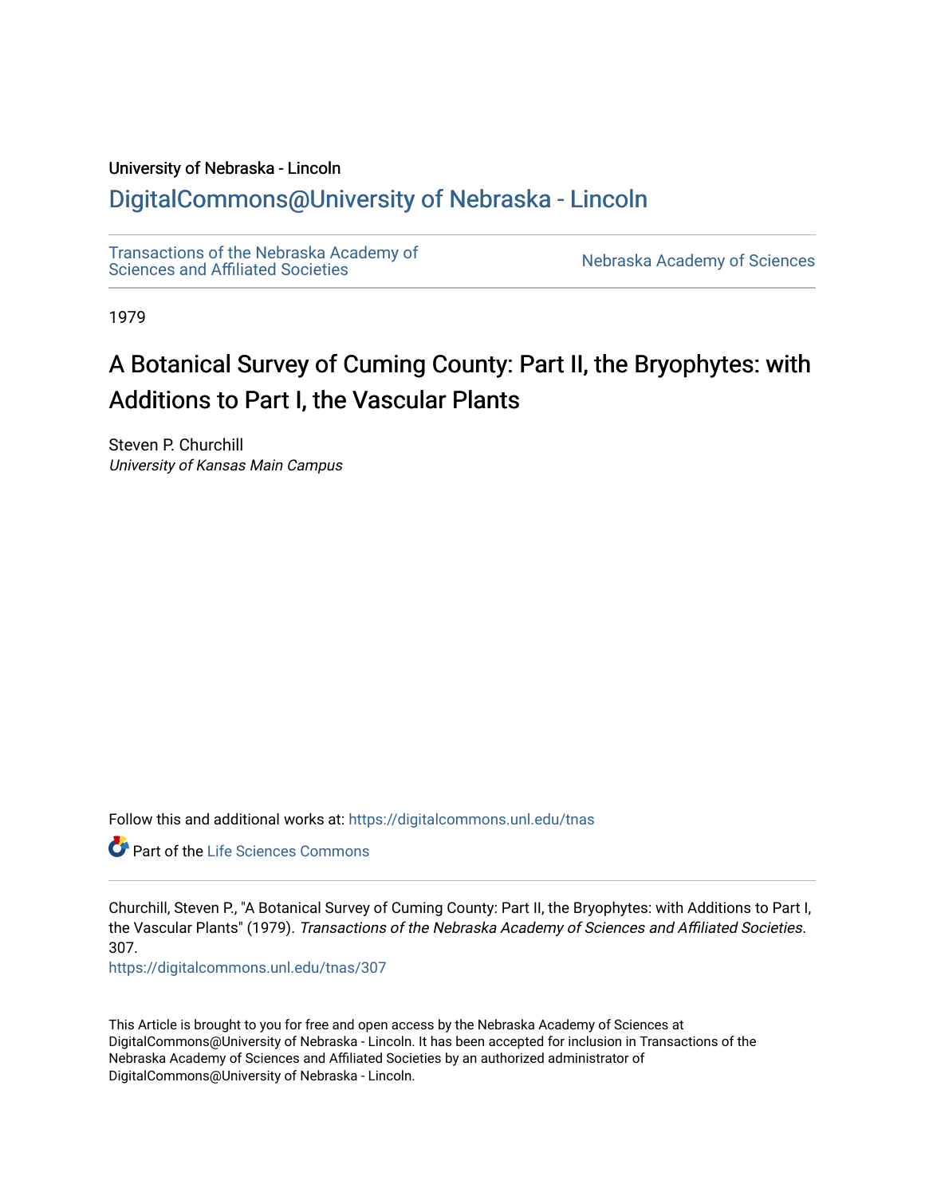University of Nebraska - Lincoln

DigitalCommons@University of Nebraska - Lincoln

Transactions of the Nebraska Academy of Sciences and Affiliated Societies

Nebraska Academy of Sciences

1979

# A Botanical Survey of Cuming County: Part II, the Bryophytes: with Additions to Part I, the Vascular Plants

Steven P. Churchill
*University of Kansas Main Campus*

Follow this and additional works at: https://digitalcommons.unl.edu/tnas

Part of the Life Sciences Commons

Churchill, Steven P., "A Botanical Survey of Cuming County: Part II, the Bryophytes: with Additions to Part I, the Vascular Plants" (1979). *Transactions of the Nebraska Academy of Sciences and Affiliated Societies*. 307.
https://digitalcommons.unl.edu/tnas/307

This Article is brought to you for free and open access by the Nebraska Academy of Sciences at DigitalCommons@University of Nebraska - Lincoln. It has been accepted for inclusion in Transactions of the Nebraska Academy of Sciences and Affiliated Societies by an authorized administrator of DigitalCommons@University of Nebraska - Lincoln.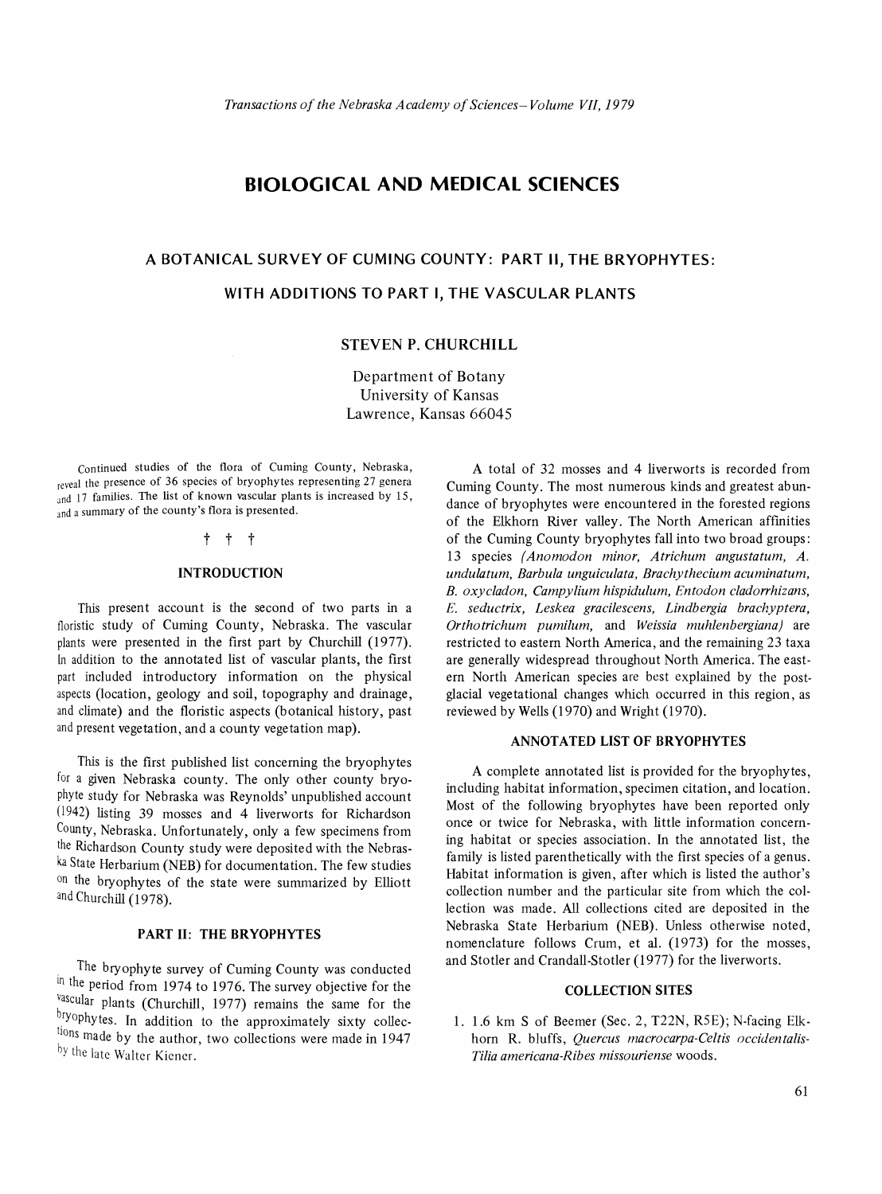# BIOLOGICAL AND MEDICAL SCIENCES

## A BOTANICAL SURVEY OF CUMING COUNTY: PART II, THE BRYOPHYTES: WITH ADDITIONS TO PART I, THE VASCULAR PLANTS

### STEVEN P. CHURCHILL

Department of Botany
University of Kansas
Lawrence, Kansas 66045

Continued studies of the flora of Cuming County, Nebraska, reveal the presence of 36 species of bryophytes representing 27 genera and 17 families. The list of known vascular plants is increased by 15, and a summary of the county's flora is presented.

† † †

### INTRODUCTION

This present account is the second of two parts in a floristic study of Cuming County, Nebraska. The vascular plants were presented in the first part by Churchill (1977). In addition to the annotated list of vascular plants, the first part included introductory information on the physical aspects (location, geology and soil, topography and drainage, and climate) and the floristic aspects (botanical history, past and present vegetation, and a county vegetation map).

This is the first published list concerning the bryophytes for a given Nebraska county. The only other county bryophyte study for Nebraska was Reynolds' unpublished account (1942) listing 39 mosses and 4 liverworts for Richardson County, Nebraska. Unfortunately, only a few specimens from the Richardson County study were deposited with the Nebraska State Herbarium (NEB) for documentation. The few studies on the bryophytes of the state were summarized by Elliott and Churchill (1978).

### PART II: THE BRYOPHYTES

The bryophyte survey of Cuming County was conducted in the period from 1974 to 1976. The survey objective for the vascular plants (Churchill, 1977) remains the same for the bryophytes. In addition to the approximately sixty collections made by the author, two collections were made in 1947 by the late Walter Kiener.

A total of 32 mosses and 4 liverworts is recorded from Cuming County. The most numerous kinds and greatest abundance of bryophytes were encountered in the forested regions of the Elkhorn River valley. The North American affinities of the Cuming County bryophytes fall into two broad groups: 13 species (*Anomodon minor, Atrichum angustatum, A. undulatum, Barbula unguiculata, Brachythecium acuminatum, B. oxycladon, Campylium hispidulum, Entodon cladorrhizans, E. seductrix, Leskea gracilescens, Lindbergia brachyptera, Orthotrichum pumilum,* and *Weissia muhlenbergiana)* are restricted to eastern North America, and the remaining 23 taxa are generally widespread throughout North America. The eastern North American species are best explained by the post-glacial vegetational changes which occurred in this region, as reviewed by Wells (1970) and Wright (1970).

### ANNOTATED LIST OF BRYOPHYTES

A complete annotated list is provided for the bryophytes, including habitat information, specimen citation, and location. Most of the following bryophytes have been reported only once or twice for Nebraska, with little information concerning habitat or species association. In the annotated list, the family is listed parenthetically with the first species of a genus. Habitat information is given, after which is listed the author's collection number and the particular site from which the collection was made. All collections cited are deposited in the Nebraska State Herbarium (NEB). Unless otherwise noted, nomenclature follows Crum, et al. (1973) for the mosses, and Stotler and Crandall-Stotler (1977) for the liverworts.

### COLLECTION SITES

1. 1.6 km S of Beemer (Sec. 2, T22N, R5E); N-facing Elkhorn R. bluffs, *Quercus macrocarpa-Celtis occidentalis-Tilia americana-Ribes missouriense* woods.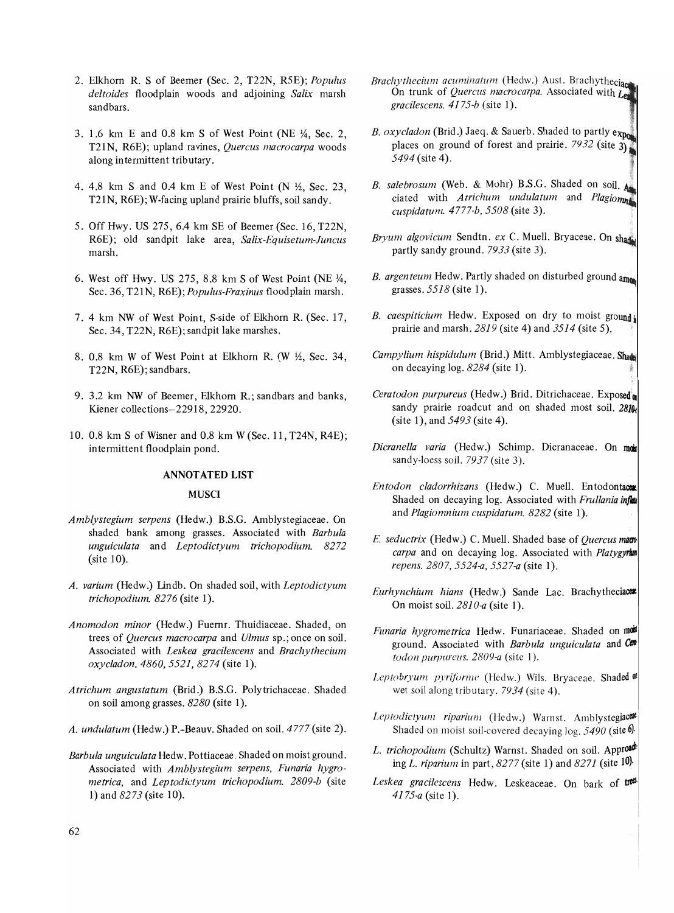2. Elkhorn R. S of Beemer (Sec. 2, T22N, R5E); *Populus deltoides* floodplain woods and adjoining *Salix* marsh sandbars.

3. 1.6 km E and 0.8 km S of West Point (NE ¼, Sec. 2, T21N, R6E); upland ravines, *Quercus macrocarpa* woods along intermittent tributary.

4. 4.8 km S and 0.4 km E of West Point (N ½, Sec. 23, T21N, R6E); W-facing upland prairie bluffs, soil sandy.

5. Off Hwy. US 275, 6.4 km SE of Beemer (Sec. 16, T22N, R6E); old sandpit lake area, *Salix-Equisetum-Juncus* marsh.

6. West off Hwy. US 275, 8.8 km S of West Point (NE ¼, Sec. 36, T21N, R6E); *Populus-Fraxinus* floodplain marsh.

7. 4 km NW of West Point, S-side of Elkhorn R. (Sec. 17, Sec. 34, T22N, R6E); sandpit lake marshes.

8. 0.8 km W of West Point at Elkhorn R. (W ½, Sec. 34, T22N, R6E); sandbars.

9. 3.2 km NW of Beemer, Elkhorn R.; sandbars and banks, Kiener collections–22918, 22920.

10. 0.8 km S of Wisner and 0.8 km W (Sec. 11, T24N, R4E); intermittent floodplain pond.

## ANNOTATED LIST

### MUSCI

*Amblystegium serpens* (Hedw.) B.S.G. Amblystegiaceae. On shaded bank among grasses. Associated with *Barbula unguiculata* and *Leptodictyum trichopodium*. *8272* (site 10).

*A. varium* (Hedw.) Lindb. On shaded soil, with *Leptodictyum trichopodium*. *8276* (site 1).

*Anomodon minor* (Hedw.) Fuernr. Thuidiaceae. Shaded, on trees of *Quercus macrocarpa* and *Ulmus* sp.; once on soil. Associated with *Leskea gracilescens* and *Brachythecium oxycladon*. *4860, 5521, 8274* (site 1).

*Atrichum angustatum* (Brid.) B.S.G. Polytrichaceae. Shaded on soil among grasses. *8280* (site 1).

*A. undulatum* (Hedw.) P.-Beauv. Shaded on soil. *4777* (site 2).

*Barbula unguiculata* Hedw. Pottiaceae. Shaded on moist ground. Associated with *Amblystegium serpens, Funaria hygrometrica,* and *Leptodictyum trichopodium*. *2809-b* (site 1) and *8273* (site 10).

*Brachythecium acuminatum* (Hedw.) Aust. Brachytheciaceae. On trunk of *Quercus macrocarpa*. Associated with *Leskea gracilescens*. *4175-b* (site 1).

*B. oxycladon* (Brid.) Jaeq. & Sauerb. Shaded to partly exposed places on ground of forest and prairie. *7932* (site 3) and *5494* (site 4).

*B. salebrosum* (Web. & Mohr) B.S.G. Shaded on soil. Associated with *Atrichum undulatum* and *Plagiomnium cuspidatum*. *4777-b, 5508* (site 3).

*Bryum algovicum* Sendtn. *ex* C. Muell. Bryaceae. On shaded partly sandy ground. *7933* (site 3).

*B. argenteum* Hedw. Partly shaded on disturbed ground among grasses. *5518* (site 1).

*B. caespiticium* Hedw. Exposed on dry to moist ground in prairie and marsh. *2819* (site 4) and *3514* (site 5).

*Campylium hispidulum* (Brid.) Mitt. Amblystegiaceae. Shaded on decaying log. *8284* (site 1).

*Ceratodon purpureus* (Hedw.) Brid. Ditrichaceae. Exposed on sandy prairie roadcut and on shaded most soil. *2810* (site 1), and *5493* (site 4).

*Dicranella varia* (Hedw.) Schimp. Dicranaceae. On moist sandy-loess soil. *7937* (site 3).

*Entodon cladorrhizans* (Hedw.) C. Muell. Entodontaceae. Shaded on decaying log. Associated with *Frullania inflata* and *Plagiomnium cuspidatum*. *8282* (site 1).

*E. seductrix* (Hedw.) C. Muell. Shaded base of *Quercus macrocarpa* and on decaying log. Associated with *Platygyrium repens*. *2807, 5524-a, 5527-a* (site 1).

*Eurhynchium hians* (Hedw.) Sande Lac. Brachytheciaceae. On moist soil. *2810-a* (site 1).

*Funaria hygrometrica* Hedw. Funariaceae. Shaded on moist ground. Associated with *Barbula unguiculata* and *Ceratodon purpureus*. *2809-a* (site 1).

*Leptobryum pyriforme* (Hedw.) Wils. Bryaceae. Shaded on wet soil along tributary. *7934* (site 4).

*Leptodictyum riparium* (Hedw.) Warnst. Amblystegiaceae. Shaded on moist soil-covered decaying log. *5490* (site 6).

*L. trichopodium* (Schultz) Warnst. Shaded on soil. Approaching *L. riparium* in part, *8277* (site 1) and *8271* (site 10).

*Leskea gracilescens* Hedw. Leskeaceae. On bark of trees. *4175-a* (site 1).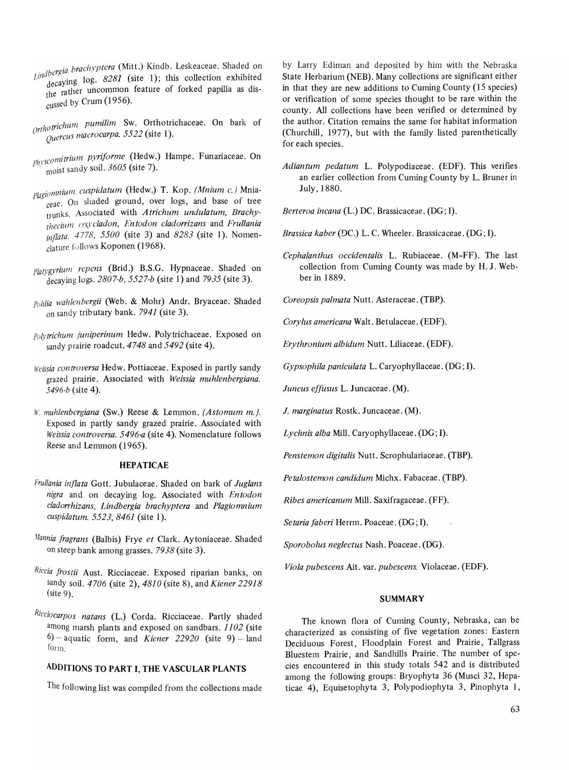*Lindbergia brachyptera* (Mitt.) Kindb. Leskeaceae. Shaded on decaying log. *8281* (site 1); this collection exhibited the rather uncommon feature of forked papilla as discussed by Crum (1956).

*Orthotrichum pumilim* Sw. Orthotrichaceae. On bark of *Quercus macrocarpa*. *5522* (site 1).

*Physcomitrium pyriforme* (Hedw.) Hampe. Funariaceae. On moist sandy soil. *3605* (site 7).

*Plagiomnium cuspidatum* (Hedw.) T. Kop. *(Mnium c.)* Mniaceae. On shaded ground, over logs, and base of tree trunks. Associated with *Atrichum undulatum, Brachythecium oxycladon, Entodon cladorrizans* and *Frullania inflata*. *4778, 5500* (site 3) and *8283* (site 1). Nomenclature follows Koponen (1968).

*Platygyrium repens* (Brid.) B.S.G. Hypnaceae. Shaded on decaying logs. *2807-b, 5527-b* (site 1) and *7935* (site 3).

*Pohlia wahlenbergii* (Web. & Mohr) Andr. Bryaceae. Shaded on sandy tributary bank. *7941* (site 3).

*Polytrichum juniperinum* Hedw. Polytrichaceae. Exposed on sandy prairie roadcut. *4748* and *5492* (site 4).

*Weissia controversa* Hedw. Pottiaceae. Exposed in partly sandy grazed prairie. Associated with *Weissia muhlenbergiana*. *5496-b* (site 4).

*W. muhlenbergiana* (Sw.) Reese & Lemmon. *(Astomum m.)*. Exposed in partly sandy grazed prairie. Associated with *Weissia controversa*. *5496-a* (site 4). Nomenclature follows Reese and Lemmon (1965).

## HEPATICAE

*Frullania inflata* Gott. Jubulaceae. Shaded on bark of *Juglans nigra* and on decaying log. Associated with *Entodon cladorrhizans, Lindbergia brachyptera* and *Plagiomnium cuspidatum*. *5523, 8461* (site 1).

*Mannia fragrans* (Balbis) Frye *et* Clark. Aytoniaceae. Shaded on steep bank among grasses. *7938* (site 3).

*Riccia frostii* Aust. Ricciaceae. Exposed riparian banks, on sandy soil. *4706* (site 2), *4810* (site 8), and *Kiener 22918* (site 9).

*Ricciocarpos natans* (L.) Corda. Ricciaceae. Partly shaded among marsh plants and exposed on sandbars. *1102* (site 6) – aquatic form, and *Kiener 22920* (site 9) – land form.

## ADDITIONS TO PART I, THE VASCULAR PLANTS

The following list was compiled from the collections made by Larry Ediman and deposited by him with the Nebraska State Herbarium (NEB). Many collections are significant either in that they are new additions to Cuming County (15 species) or verification of some species thought to be rare within the county. All collections have been verified or determined by the author. Citation remains the same for habitat information (Churchill, 1977), but with the family listed parenthetically for each species.

*Adiantum pedatum* L. Polypodiaceae. (EDF). This verifies an earlier collection from Cuming County by L. Bruner in July, 1880.

*Berteroa incana* (L.) DC. Brassicaceae. (DG; I).

*Brassica kaber* (DC.) L. C. Wheeler. Brassicaceae. (DG; I).

*Cephalanthus occidentalis* L. Rubiaceae. (M–FF). The last collection from Cuming County was made by H. J. Webber in 1889.

*Coreopsis palmata* Nutt. Asteraceae. (TBP).

*Corylus americana* Walt. Betulaceae. (EDF).

*Erythronium albidum* Nutt. Liliaceae. (EDF).

*Gypsophila paniculata* L. Caryophyllaceae. (DG; I).

*Juncus effusus* L. Juncaceae. (M).

*J. marginatus* Rostk. Juncaceae. (M).

*Lychnis alba* Mill. Caryophyllaceae. (DG; I).

*Penstemon digitalis* Nutt. Scrophulariaceae. (TBP).

*Petalostemon candidum* Michx. Fabaceae. (TBP).

*Ribes americanum* Mill. Saxifragaceae. (FF).

*Setaria faberi* Herrm. Poaceae. (DG; I).

*Sporobolus neglectus* Nash. Poaceae. (DG).

*Viola pubescens* Ait. var. *pubescens*. Violaceae. (EDF).

## SUMMARY

The known flora of Cuming County, Nebraska, can be characterized as consisting of five vegetation zones: Eastern Deciduous Forest, Floodplain Forest and Prairie, Tallgrass Bluestem Prairie, and Sandhills Prairie. The number of species encountered in this study totals 542 and is distributed among the following groups: Bryophyta 36 (Musci 32, Hepaticae 4), Equisetophyta 3, Polypodiophyta 3, Pinophyta 1,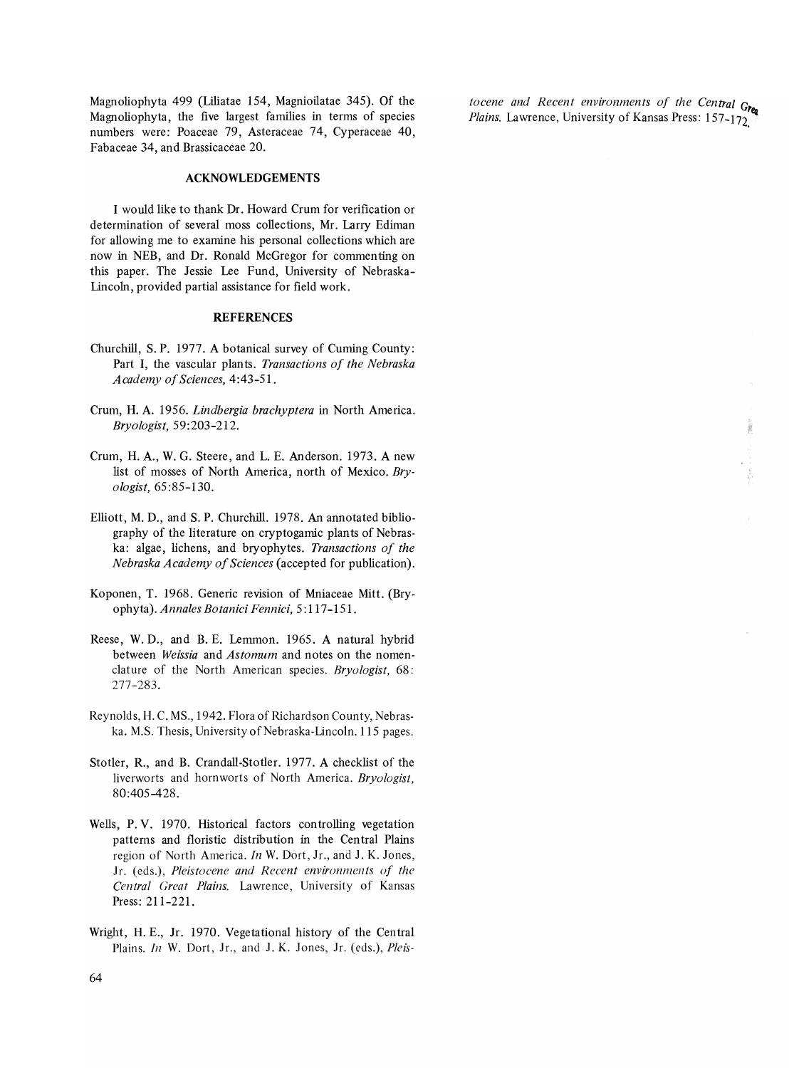Magnoliophyta 499 (Liliatae 154, Magnioilatae 345). Of the Magnoliophyta, the five largest families in terms of species numbers were: Poaceae 79, Asteraceae 74, Cyperaceae 40, Fabaceae 34, and Brassicaceae 20.

## ACKNOWLEDGEMENTS

I would like to thank Dr. Howard Crum for verification or determination of several moss collections, Mr. Larry Ediman for allowing me to examine his personal collections which are now in NEB, and Dr. Ronald McGregor for commenting on this paper. The Jessie Lee Fund, University of Nebraska-Lincoln, provided partial assistance for field work.

## REFERENCES

Churchill, S. P. 1977. A botanical survey of Cuming County: Part I, the vascular plants. *Transactions of the Nebraska Academy of Sciences,* 4:43-51.

Crum, H. A. 1956. *Lindbergia brachyptera* in North America. *Bryologist,* 59:203-212.

Crum, H. A., W. G. Steere, and L. E. Anderson. 1973. A new list of mosses of North America, north of Mexico. *Bryologist,* 65:85-130.

Elliott, M. D., and S. P. Churchill. 1978. An annotated bibliography of the literature on cryptogamic plants of Nebraska: algae, lichens, and bryophytes. *Transactions of the Nebraska Academy of Sciences* (accepted for publication).

Koponen, T. 1968. Generic revision of Mniaceae Mitt. (Bryophyta). *Annales Botanici Fennici,* 5:117-151.

Reese, W. D., and B. E. Lemmon. 1965. A natural hybrid between *Weissia* and *Astomum* and notes on the nomenclature of the North American species. *Bryologist,* 68: 277-283.

Reynolds, H. C. MS., 1942. Flora of Richardson County, Nebraska. M.S. Thesis, University of Nebraska-Lincoln. 115 pages.

Stotler, R., and B. Crandall-Stotler. 1977. A checklist of the liverworts and hornworts of North America. *Bryologist,* 80:405-428.

Wells, P. V. 1970. Historical factors controlling vegetation patterns and floristic distribution in the Central Plains region of North America. *In* W. Dort, Jr., and J. K. Jones, Jr. (eds.), *Pleistocene and Recent environments of the Central Great Plains.* Lawrence, University of Kansas Press: 211-221.

Wright, H. E., Jr. 1970. Vegetational history of the Central Plains. *In* W. Dort, Jr., and J. K. Jones, Jr. (eds.), *Pleistocene and Recent environments of the Central Great Plains.* Lawrence, University of Kansas Press: 157-172.